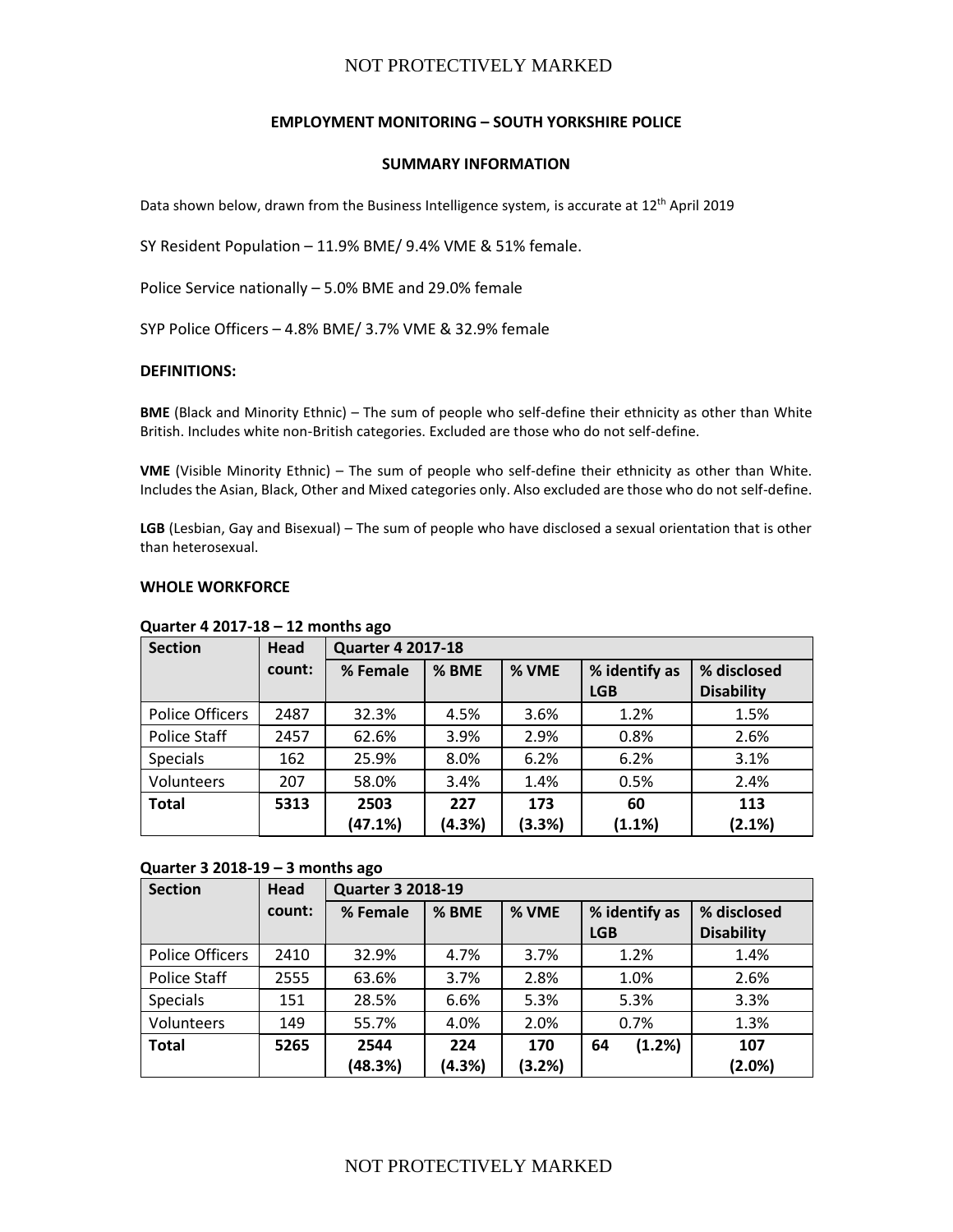# EMPLOYMENT MONITORING – SOUTH YORKSHIRE POLICE

## SUMMARY INFORMATION

Data shown below, drawn from the Business Intelligence system, is accurate at 12th April 2019

SY Resident Population – 11.9% BME/ 9.4% VME & 51% female.

Police Service nationally – 5.0% BME and 29.0% female

SYP Police Officers – 4.8% BME/ 3.7% VME & 32.9% female

### DEFINITIONS:

**BME** (Black and Minority Ethnic) – The sum of people who self-define their ethnicity as other than White British. Includes white non-British categories. Excluded are those who do not self-define.

**VME** (Visible Minority Ethnic) – The sum of people who self-define their ethnicity as other than White. Includes the Asian, Black, Other and Mixed categories only. Also excluded are those who do not self-define.

**LGB** (Lesbian, Gay and Bisexual) – The sum of people who have disclosed a sexual orientation that is other than heterosexual.

### WHOLE WORKFORCE

**Quarter 4 2017-18 – 12 months ago**

| Section | Head count: | Quarter 4 2017-18 | | | | |
|---|---|---|---|---|---|---|
| | | % Female | % BME | % VME | % identify as LGB | % disclosed Disability |
| Police Officers | 2487 | 32.3% | 4.5% | 3.6% | 1.2% | 1.5% |
| Police Staff | 2457 | 62.6% | 3.9% | 2.9% | 0.8% | 2.6% |
| Specials | 162 | 25.9% | 8.0% | 6.2% | 6.2% | 3.1% |
| Volunteers | 207 | 58.0% | 3.4% | 1.4% | 0.5% | 2.4% |
| **Total** | **5313** | **2503 (47.1%)** | **227 (4.3%)** | **173 (3.3%)** | **60 (1.1%)** | **113 (2.1%)** |

**Quarter 3 2018-19 – 3 months ago**

| Section | Head count: | Quarter 3 2018-19 | | | | |
|---|---|---|---|---|---|---|
| | | % Female | % BME | % VME | % identify as LGB | % disclosed Disability |
| Police Officers | 2410 | 32.9% | 4.7% | 3.7% | 1.2% | 1.4% |
| Police Staff | 2555 | 63.6% | 3.7% | 2.8% | 1.0% | 2.6% |
| Specials | 151 | 28.5% | 6.6% | 5.3% | 5.3% | 3.3% |
| Volunteers | 149 | 55.7% | 4.0% | 2.0% | 0.7% | 1.3% |
| **Total** | **5265** | **2544 (48.3%)** | **224 (4.3%)** | **170 (3.2%)** | **64 (1.2%)** | **107 (2.0%)** |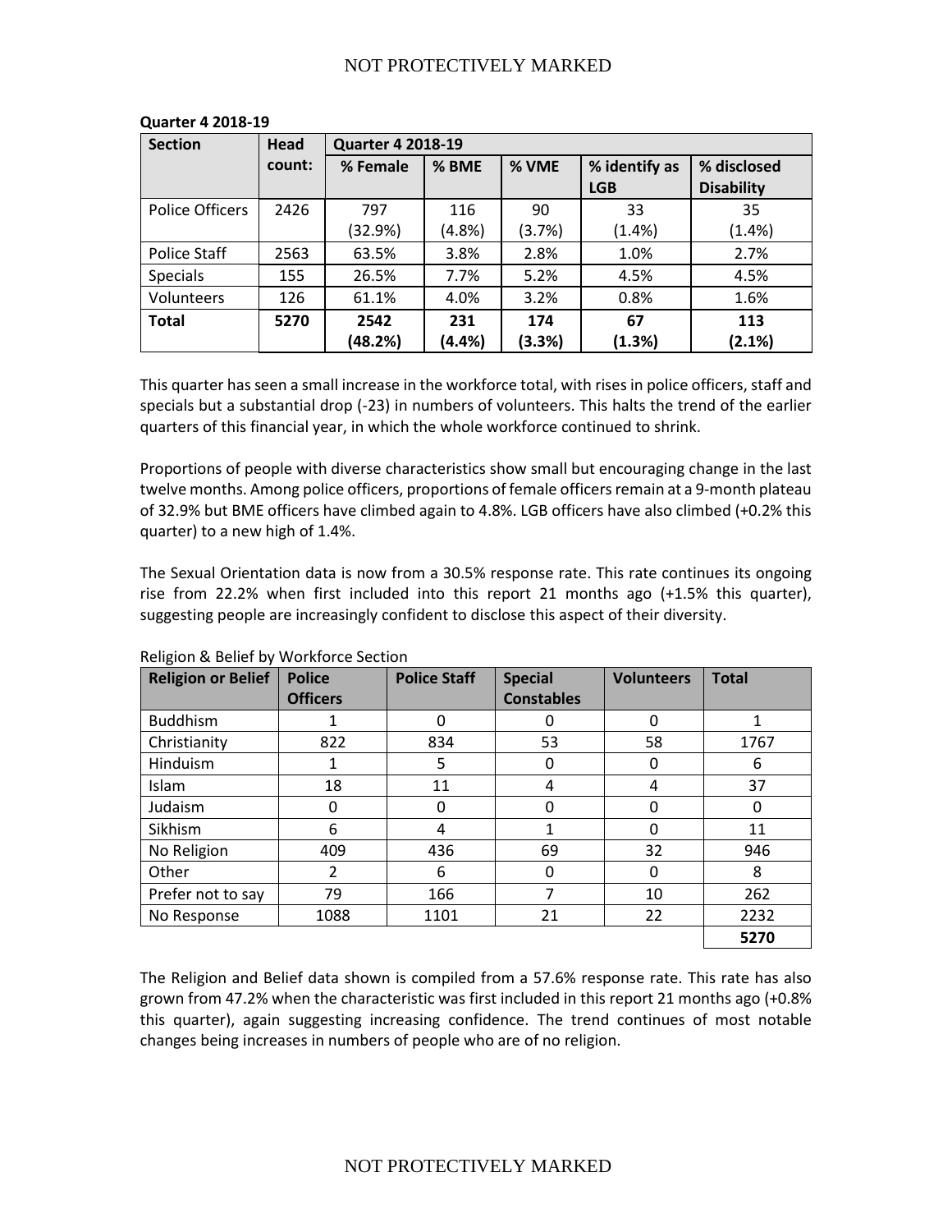**Quarter 4 2018-19**

| Section | Head count: | Quarter 4 2018-19 | | | | |
|---|---|---|---|---|---|---|
| | | % Female | % BME | % VME | % identify as LGB | % disclosed Disability |
| Police Officers | 2426 | 797 (32.9%) | 116 (4.8%) | 90 (3.7%) | 33 (1.4%) | 35 (1.4%) |
| Police Staff | 2563 | 63.5% | 3.8% | 2.8% | 1.0% | 2.7% |
| Specials | 155 | 26.5% | 7.7% | 5.2% | 4.5% | 4.5% |
| Volunteers | 126 | 61.1% | 4.0% | 3.2% | 0.8% | 1.6% |
| **Total** | **5270** | **2542 (48.2%)** | **231 (4.4%)** | **174 (3.3%)** | **67 (1.3%)** | **113 (2.1%)** |

This quarter has seen a small increase in the workforce total, with rises in police officers, staff and specials but a substantial drop (-23) in numbers of volunteers. This halts the trend of the earlier quarters of this financial year, in which the whole workforce continued to shrink.

Proportions of people with diverse characteristics show small but encouraging change in the last twelve months. Among police officers, proportions of female officers remain at a 9-month plateau of 32.9% but BME officers have climbed again to 4.8%. LGB officers have also climbed (+0.2% this quarter) to a new high of 1.4%.

The Sexual Orientation data is now from a 30.5% response rate. This rate continues its ongoing rise from 22.2% when first included into this report 21 months ago (+1.5% this quarter), suggesting people are increasingly confident to disclose this aspect of their diversity.

Religion & Belief by Workforce Section

| Religion or Belief | Police Officers | Police Staff | Special Constables | Volunteers | Total |
|---|---|---|---|---|---|
| Buddhism | 1 | 0 | 0 | 0 | 1 |
| Christianity | 822 | 834 | 53 | 58 | 1767 |
| Hinduism | 1 | 5 | 0 | 0 | 6 |
| Islam | 18 | 11 | 4 | 4 | 37 |
| Judaism | 0 | 0 | 0 | 0 | 0 |
| Sikhism | 6 | 4 | 1 | 0 | 11 |
| No Religion | 409 | 436 | 69 | 32 | 946 |
| Other | 2 | 6 | 0 | 0 | 8 |
| Prefer not to say | 79 | 166 | 7 | 10 | 262 |
| No Response | 1088 | 1101 | 21 | 22 | 2232 |
| | | | | | **5270** |

The Religion and Belief data shown is compiled from a 57.6% response rate. This rate has also grown from 47.2% when the characteristic was first included in this report 21 months ago (+0.8% this quarter), again suggesting increasing confidence. The trend continues of most notable changes being increases in numbers of people who are of no religion.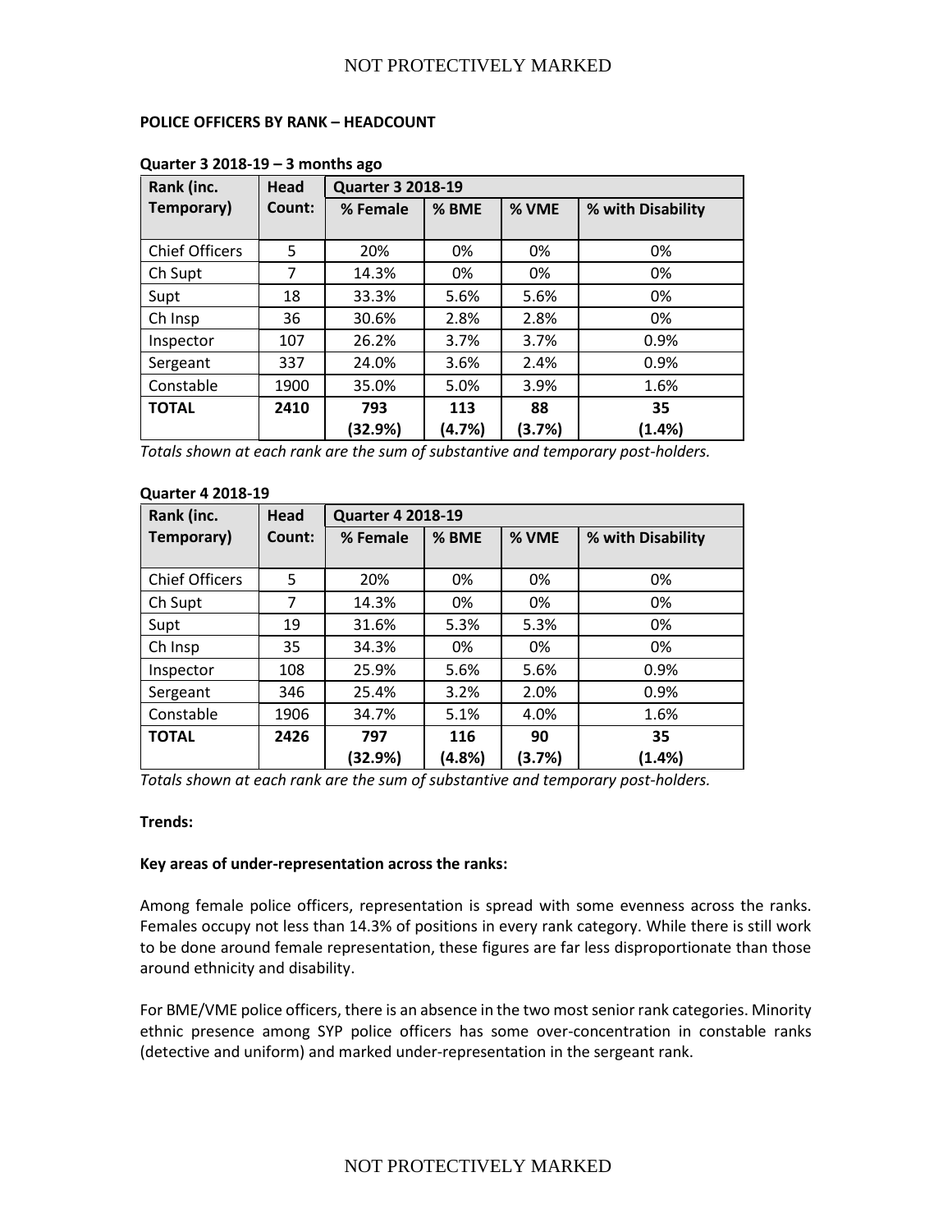**POLICE OFFICERS BY RANK – HEADCOUNT**

**Quarter 3 2018-19 – 3 months ago**

| Rank (inc. Temporary) | Head Count: | Quarter 3 2018-19 | | | |
|---|---|---|---|---|---|
| | | % Female | % BME | % VME | % with Disability |
| Chief Officers | 5 | 20% | 0% | 0% | 0% |
| Ch Supt | 7 | 14.3% | 0% | 0% | 0% |
| Supt | 18 | 33.3% | 5.6% | 5.6% | 0% |
| Ch Insp | 36 | 30.6% | 2.8% | 2.8% | 0% |
| Inspector | 107 | 26.2% | 3.7% | 3.7% | 0.9% |
| Sergeant | 337 | 24.0% | 3.6% | 2.4% | 0.9% |
| Constable | 1900 | 35.0% | 5.0% | 3.9% | 1.6% |
| **TOTAL** | **2410** | **793 (32.9%)** | **113 (4.7%)** | **88 (3.7%)** | **35 (1.4%)** |

*Totals shown at each rank are the sum of substantive and temporary post-holders.*

**Quarter 4 2018-19**

| Rank (inc. Temporary) | Head Count: | Quarter 4 2018-19 | | | |
|---|---|---|---|---|---|
| | | % Female | % BME | % VME | % with Disability |
| Chief Officers | 5 | 20% | 0% | 0% | 0% |
| Ch Supt | 7 | 14.3% | 0% | 0% | 0% |
| Supt | 19 | 31.6% | 5.3% | 5.3% | 0% |
| Ch Insp | 35 | 34.3% | 0% | 0% | 0% |
| Inspector | 108 | 25.9% | 5.6% | 5.6% | 0.9% |
| Sergeant | 346 | 25.4% | 3.2% | 2.0% | 0.9% |
| Constable | 1906 | 34.7% | 5.1% | 4.0% | 1.6% |
| **TOTAL** | **2426** | **797 (32.9%)** | **116 (4.8%)** | **90 (3.7%)** | **35 (1.4%)** |

*Totals shown at each rank are the sum of substantive and temporary post-holders.*

**Trends:**

**Key areas of under-representation across the ranks:**

Among female police officers, representation is spread with some evenness across the ranks. Females occupy not less than 14.3% of positions in every rank category. While there is still work to be done around female representation, these figures are far less disproportionate than those around ethnicity and disability.

For BME/VME police officers, there is an absence in the two most senior rank categories. Minority ethnic presence among SYP police officers has some over-concentration in constable ranks (detective and uniform) and marked under-representation in the sergeant rank.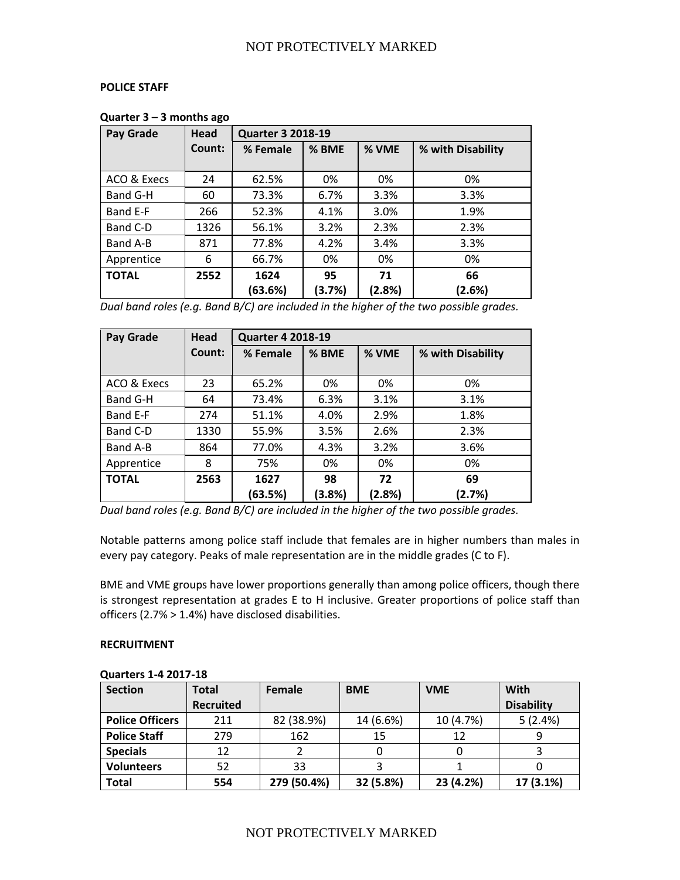**POLICE STAFF**

**Quarter 3 – 3 months ago**

| Pay Grade | Head Count: | Quarter 3 2018-19 | | | |
|---|---|---|---|---|---|
| | | % Female | % BME | % VME | % with Disability |
| ACO & Execs | 24 | 62.5% | 0% | 0% | 0% |
| Band G-H | 60 | 73.3% | 6.7% | 3.3% | 3.3% |
| Band E-F | 266 | 52.3% | 4.1% | 3.0% | 1.9% |
| Band C-D | 1326 | 56.1% | 3.2% | 2.3% | 2.3% |
| Band A-B | 871 | 77.8% | 4.2% | 3.4% | 3.3% |
| Apprentice | 6 | 66.7% | 0% | 0% | 0% |
| **TOTAL** | **2552** | **1624 (63.6%)** | **95 (3.7%)** | **71 (2.8%)** | **66 (2.6%)** |

*Dual band roles (e.g. Band B/C) are included in the higher of the two possible grades.*

| Pay Grade | Head Count: | Quarter 4 2018-19 | | | |
|---|---|---|---|---|---|
| | | % Female | % BME | % VME | % with Disability |
| ACO & Execs | 23 | 65.2% | 0% | 0% | 0% |
| Band G-H | 64 | 73.4% | 6.3% | 3.1% | 3.1% |
| Band E-F | 274 | 51.1% | 4.0% | 2.9% | 1.8% |
| Band C-D | 1330 | 55.9% | 3.5% | 2.6% | 2.3% |
| Band A-B | 864 | 77.0% | 4.3% | 3.2% | 3.6% |
| Apprentice | 8 | 75% | 0% | 0% | 0% |
| **TOTAL** | **2563** | **1627 (63.5%)** | **98 (3.8%)** | **72 (2.8%)** | **69 (2.7%)** |

*Dual band roles (e.g. Band B/C) are included in the higher of the two possible grades.*

Notable patterns among police staff include that females are in higher numbers than males in every pay category. Peaks of male representation are in the middle grades (C to F).

BME and VME groups have lower proportions generally than among police officers, though there is strongest representation at grades E to H inclusive. Greater proportions of police staff than officers (2.7% > 1.4%) have disclosed disabilities.

**RECRUITMENT**

**Quarters 1-4 2017-18**

| Section | Total Recruited | Female | BME | VME | With Disability |
|---|---|---|---|---|---|
| **Police Officers** | 211 | 82 (38.9%) | 14 (6.6%) | 10 (4.7%) | 5 (2.4%) |
| **Police Staff** | 279 | 162 | 15 | 12 | 9 |
| **Specials** | 12 | 2 | 0 | 0 | 3 |
| **Volunteers** | 52 | 33 | 3 | 1 | 0 |
| **Total** | **554** | **279 (50.4%)** | **32 (5.8%)** | **23 (4.2%)** | **17 (3.1%)** |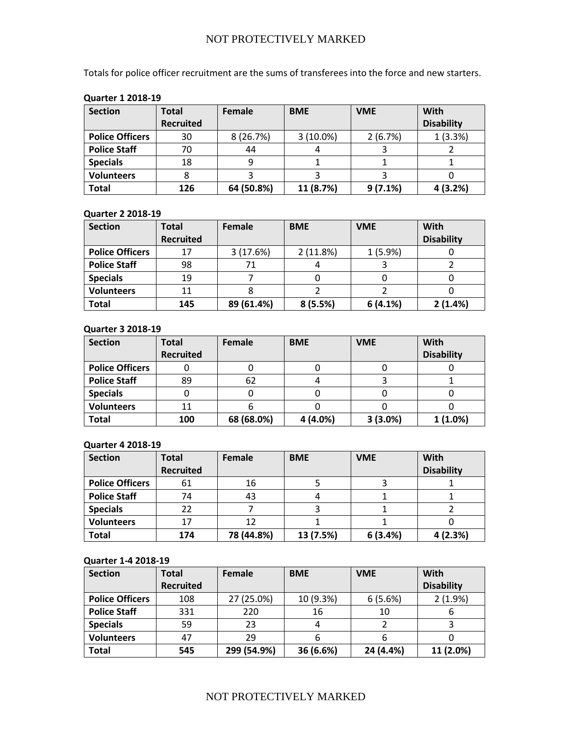Totals for police officer recruitment are the sums of transferees into the force and new starters.

**Quarter 1 2018-19**

| Section | Total Recruited | Female | BME | VME | With Disability |
|---|---|---|---|---|---|
| **Police Officers** | 30 | 8 (26.7%) | 3 (10.0%) | 2 (6.7%) | 1 (3.3%) |
| **Police Staff** | 70 | 44 | 4 | 3 | 2 |
| **Specials** | 18 | 9 | 1 | 1 | 1 |
| **Volunteers** | 8 | 3 | 3 | 3 | 0 |
| **Total** | **126** | **64 (50.8%)** | **11 (8.7%)** | **9 (7.1%)** | **4 (3.2%)** |

**Quarter 2 2018-19**

| Section | Total Recruited | Female | BME | VME | With Disability |
|---|---|---|---|---|---|
| **Police Officers** | 17 | 3 (17.6%) | 2 (11.8%) | 1 (5.9%) | 0 |
| **Police Staff** | 98 | 71 | 4 | 3 | 2 |
| **Specials** | 19 | 7 | 0 | 0 | 0 |
| **Volunteers** | 11 | 8 | 2 | 2 | 0 |
| **Total** | **145** | **89 (61.4%)** | **8 (5.5%)** | **6 (4.1%)** | **2 (1.4%)** |

**Quarter 3 2018-19**

| Section | Total Recruited | Female | BME | VME | With Disability |
|---|---|---|---|---|---|
| **Police Officers** | 0 | 0 | 0 | 0 | 0 |
| **Police Staff** | 89 | 62 | 4 | 3 | 1 |
| **Specials** | 0 | 0 | 0 | 0 | 0 |
| **Volunteers** | 11 | 6 | 0 | 0 | 0 |
| **Total** | **100** | **68 (68.0%)** | **4 (4.0%)** | **3 (3.0%)** | **1 (1.0%)** |

**Quarter 4 2018-19**

| Section | Total Recruited | Female | BME | VME | With Disability |
|---|---|---|---|---|---|
| **Police Officers** | 61 | 16 | 5 | 3 | 1 |
| **Police Staff** | 74 | 43 | 4 | 1 | 1 |
| **Specials** | 22 | 7 | 3 | 1 | 2 |
| **Volunteers** | 17 | 12 | 1 | 1 | 0 |
| **Total** | **174** | **78 (44.8%)** | **13 (7.5%)** | **6 (3.4%)** | **4 (2.3%)** |

**Quarter 1-4 2018-19**

| Section | Total Recruited | Female | BME | VME | With Disability |
|---|---|---|---|---|---|
| **Police Officers** | 108 | 27 (25.0%) | 10 (9.3%) | 6 (5.6%) | 2 (1.9%) |
| **Police Staff** | 331 | 220 | 16 | 10 | 6 |
| **Specials** | 59 | 23 | 4 | 2 | 3 |
| **Volunteers** | 47 | 29 | 6 | 6 | 0 |
| **Total** | **545** | **299 (54.9%)** | **36 (6.6%)** | **24 (4.4%)** | **11 (2.0%)** |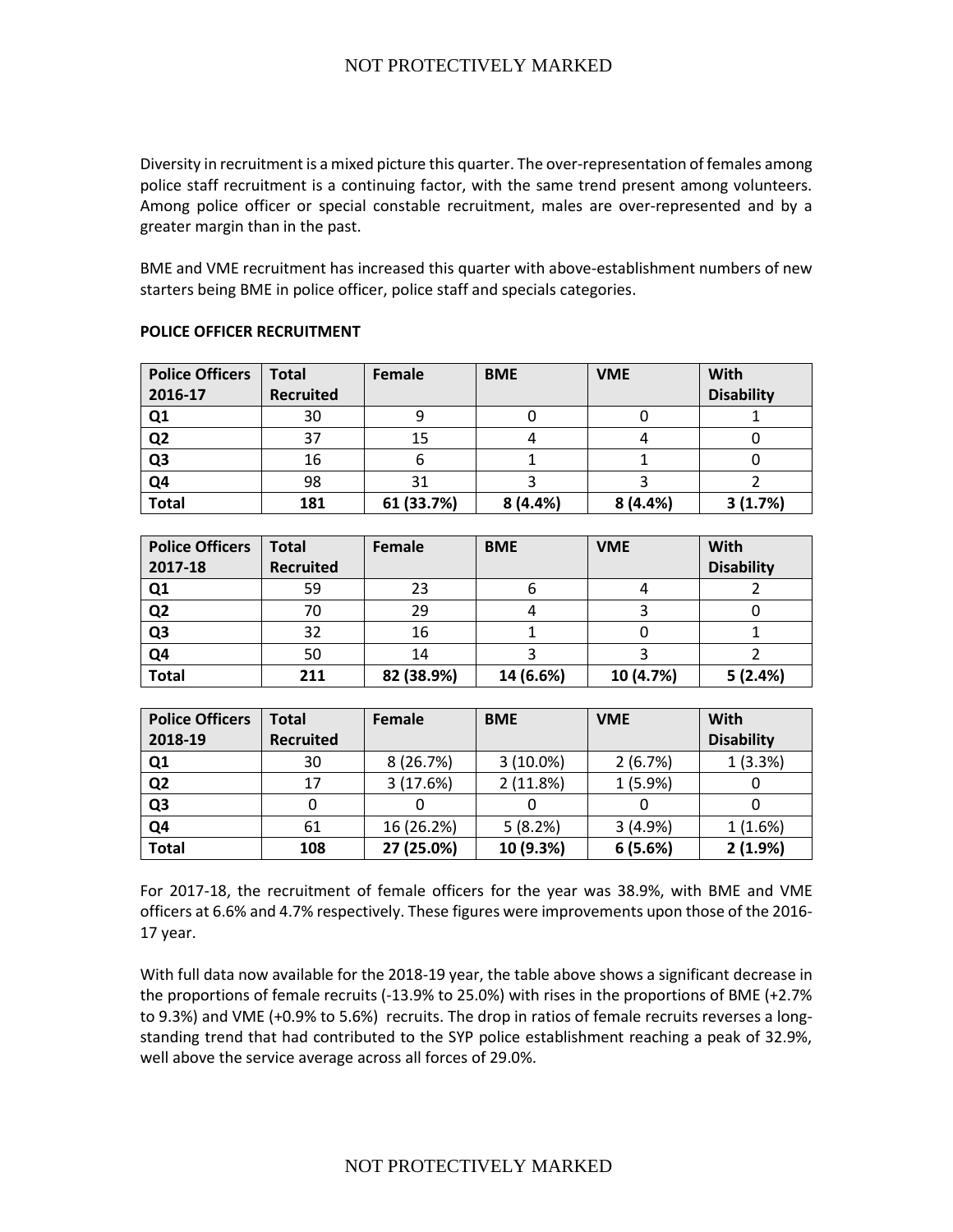Diversity in recruitment is a mixed picture this quarter. The over-representation of females among police staff recruitment is a continuing factor, with the same trend present among volunteers. Among police officer or special constable recruitment, males are over-represented and by a greater margin than in the past.

BME and VME recruitment has increased this quarter with above-establishment numbers of new starters being BME in police officer, police staff and specials categories.

**POLICE OFFICER RECRUITMENT**

| Police Officers 2016-17 | Total Recruited | Female | BME | VME | With Disability |
|---|---|---|---|---|---|
| **Q1** | 30 | 9 | 0 | 0 | 1 |
| **Q2** | 37 | 15 | 4 | 4 | 0 |
| **Q3** | 16 | 6 | 1 | 1 | 0 |
| **Q4** | 98 | 31 | 3 | 3 | 2 |
| **Total** | **181** | **61 (33.7%)** | **8 (4.4%)** | **8 (4.4%)** | **3 (1.7%)** |

| Police Officers 2017-18 | Total Recruited | Female | BME | VME | With Disability |
|---|---|---|---|---|---|
| **Q1** | 59 | 23 | 6 | 4 | 2 |
| **Q2** | 70 | 29 | 4 | 3 | 0 |
| **Q3** | 32 | 16 | 1 | 0 | 1 |
| **Q4** | 50 | 14 | 3 | 3 | 2 |
| **Total** | **211** | **82 (38.9%)** | **14 (6.6%)** | **10 (4.7%)** | **5 (2.4%)** |

| Police Officers 2018-19 | Total Recruited | Female | BME | VME | With Disability |
|---|---|---|---|---|---|
| **Q1** | 30 | 8 (26.7%) | 3 (10.0%) | 2 (6.7%) | 1 (3.3%) |
| **Q2** | 17 | 3 (17.6%) | 2 (11.8%) | 1 (5.9%) | 0 |
| **Q3** | 0 | 0 | 0 | 0 | 0 |
| **Q4** | 61 | 16 (26.2%) | 5 (8.2%) | 3 (4.9%) | 1 (1.6%) |
| **Total** | **108** | **27 (25.0%)** | **10 (9.3%)** | **6 (5.6%)** | **2 (1.9%)** |

For 2017-18, the recruitment of female officers for the year was 38.9%, with BME and VME officers at 6.6% and 4.7% respectively. These figures were improvements upon those of the 2016-17 year.

With full data now available for the 2018-19 year, the table above shows a significant decrease in the proportions of female recruits (-13.9% to 25.0%) with rises in the proportions of BME (+2.7% to 9.3%) and VME (+0.9% to 5.6%) recruits. The drop in ratios of female recruits reverses a long-standing trend that had contributed to the SYP police establishment reaching a peak of 32.9%, well above the service average across all forces of 29.0%.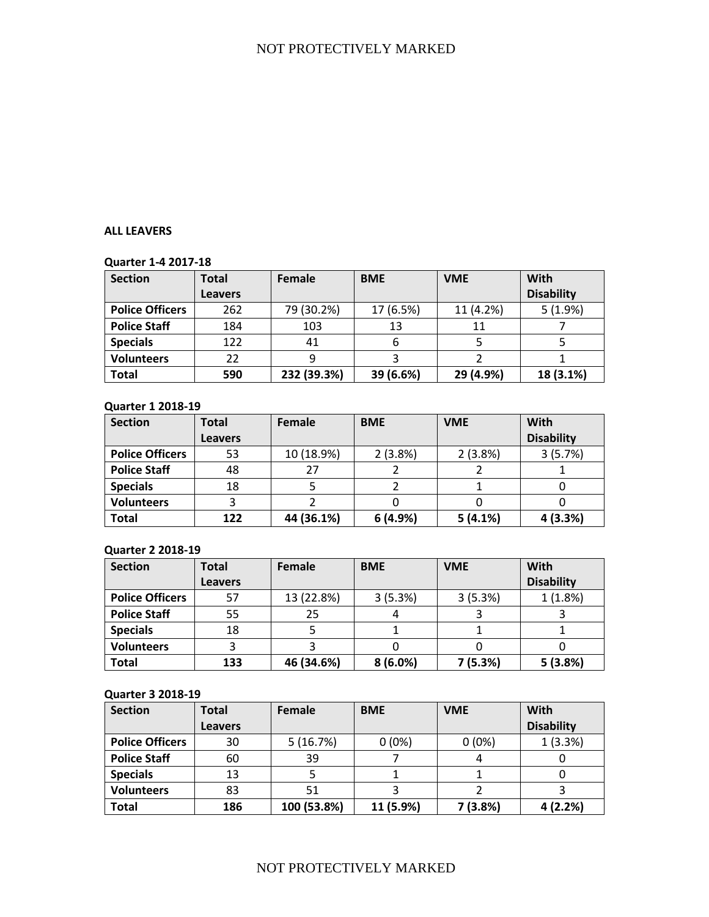**ALL LEAVERS**

**Quarter 1-4 2017-18**

| Section | Total Leavers | Female | BME | VME | With Disability |
|---|---|---|---|---|---|
| **Police Officers** | 262 | 79 (30.2%) | 17 (6.5%) | 11 (4.2%) | 5 (1.9%) |
| **Police Staff** | 184 | 103 | 13 | 11 | 7 |
| **Specials** | 122 | 41 | 6 | 5 | 5 |
| **Volunteers** | 22 | 9 | 3 | 2 | 1 |
| **Total** | **590** | **232 (39.3%)** | **39 (6.6%)** | **29 (4.9%)** | **18 (3.1%)** |

**Quarter 1 2018-19**

| Section | Total Leavers | Female | BME | VME | With Disability |
|---|---|---|---|---|---|
| **Police Officers** | 53 | 10 (18.9%) | 2 (3.8%) | 2 (3.8%) | 3 (5.7%) |
| **Police Staff** | 48 | 27 | 2 | 2 | 1 |
| **Specials** | 18 | 5 | 2 | 1 | 0 |
| **Volunteers** | 3 | 2 | 0 | 0 | 0 |
| **Total** | **122** | **44 (36.1%)** | **6 (4.9%)** | **5 (4.1%)** | **4 (3.3%)** |

**Quarter 2 2018-19**

| Section | Total Leavers | Female | BME | VME | With Disability |
|---|---|---|---|---|---|
| **Police Officers** | 57 | 13 (22.8%) | 3 (5.3%) | 3 (5.3%) | 1 (1.8%) |
| **Police Staff** | 55 | 25 | 4 | 3 | 3 |
| **Specials** | 18 | 5 | 1 | 1 | 1 |
| **Volunteers** | 3 | 3 | 0 | 0 | 0 |
| **Total** | **133** | **46 (34.6%)** | **8 (6.0%)** | **7 (5.3%)** | **5 (3.8%)** |

**Quarter 3 2018-19**

| Section | Total Leavers | Female | BME | VME | With Disability |
|---|---|---|---|---|---|
| **Police Officers** | 30 | 5 (16.7%) | 0 (0%) | 0 (0%) | 1 (3.3%) |
| **Police Staff** | 60 | 39 | 7 | 4 | 0 |
| **Specials** | 13 | 5 | 1 | 1 | 0 |
| **Volunteers** | 83 | 51 | 3 | 2 | 3 |
| **Total** | **186** | **100 (53.8%)** | **11 (5.9%)** | **7 (3.8%)** | **4 (2.2%)** |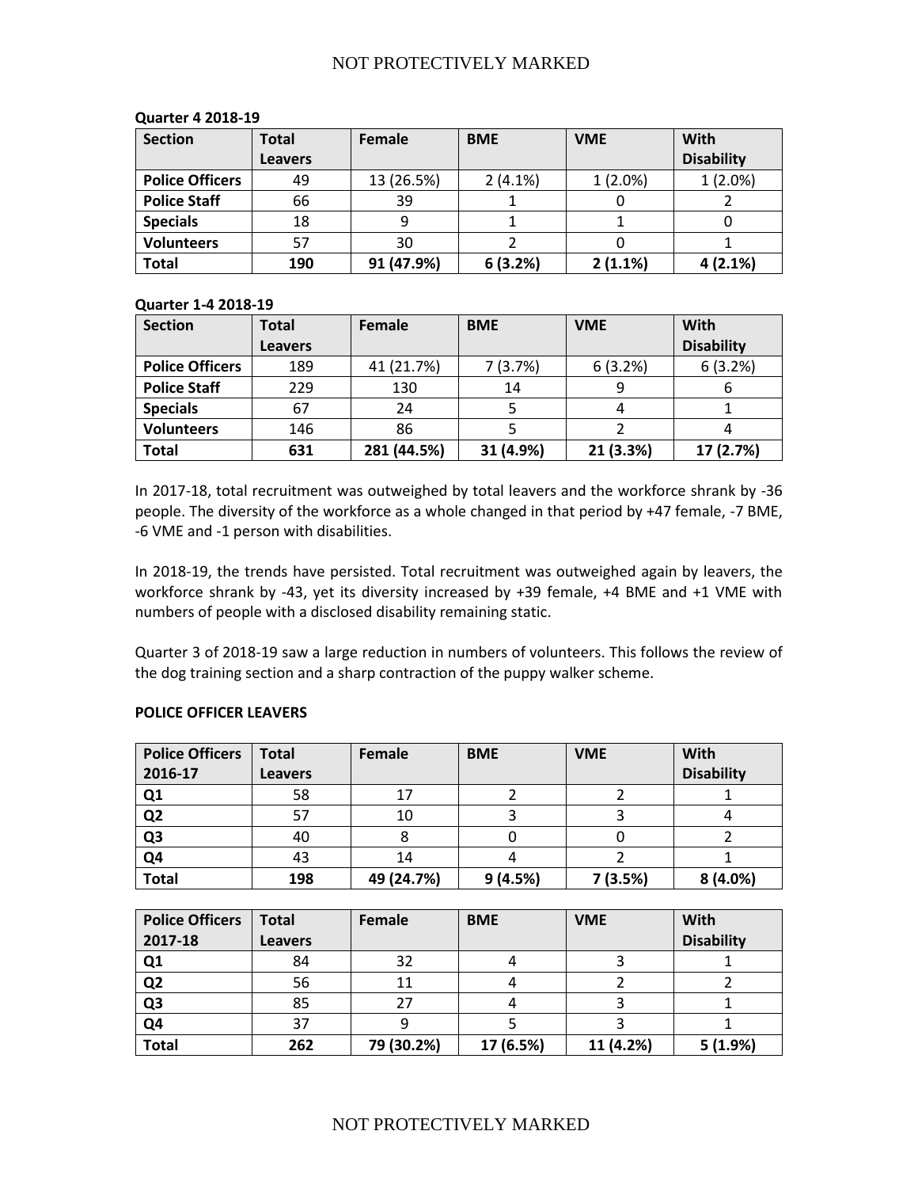**Quarter 4 2018-19**

| Section | Total Leavers | Female | BME | VME | With Disability |
|---|---|---|---|---|---|
| **Police Officers** | 49 | 13 (26.5%) | 2 (4.1%) | 1 (2.0%) | 1 (2.0%) |
| **Police Staff** | 66 | 39 | 1 | 0 | 2 |
| **Specials** | 18 | 9 | 1 | 1 | 0 |
| **Volunteers** | 57 | 30 | 2 | 0 | 1 |
| **Total** | **190** | **91 (47.9%)** | **6 (3.2%)** | **2 (1.1%)** | **4 (2.1%)** |

**Quarter 1-4 2018-19**

| Section | Total Leavers | Female | BME | VME | With Disability |
|---|---|---|---|---|---|
| **Police Officers** | 189 | 41 (21.7%) | 7 (3.7%) | 6 (3.2%) | 6 (3.2%) |
| **Police Staff** | 229 | 130 | 14 | 9 | 6 |
| **Specials** | 67 | 24 | 5 | 4 | 1 |
| **Volunteers** | 146 | 86 | 5 | 2 | 4 |
| **Total** | **631** | **281 (44.5%)** | **31 (4.9%)** | **21 (3.3%)** | **17 (2.7%)** |

In 2017-18, total recruitment was outweighed by total leavers and the workforce shrank by -36 people. The diversity of the workforce as a whole changed in that period by +47 female, -7 BME, -6 VME and -1 person with disabilities.

In 2018-19, the trends have persisted. Total recruitment was outweighed again by leavers, the workforce shrank by -43, yet its diversity increased by +39 female, +4 BME and +1 VME with numbers of people with a disclosed disability remaining static.

Quarter 3 of 2018-19 saw a large reduction in numbers of volunteers. This follows the review of the dog training section and a sharp contraction of the puppy walker scheme.

**POLICE OFFICER LEAVERS**

| Police Officers 2016-17 | Total Leavers | Female | BME | VME | With Disability |
|---|---|---|---|---|---|
| **Q1** | 58 | 17 | 2 | 2 | 1 |
| **Q2** | 57 | 10 | 3 | 3 | 4 |
| **Q3** | 40 | 8 | 0 | 0 | 2 |
| **Q4** | 43 | 14 | 4 | 2 | 1 |
| **Total** | **198** | **49 (24.7%)** | **9 (4.5%)** | **7 (3.5%)** | **8 (4.0%)** |

| Police Officers 2017-18 | Total Leavers | Female | BME | VME | With Disability |
|---|---|---|---|---|---|
| **Q1** | 84 | 32 | 4 | 3 | 1 |
| **Q2** | 56 | 11 | 4 | 2 | 2 |
| **Q3** | 85 | 27 | 4 | 3 | 1 |
| **Q4** | 37 | 9 | 5 | 3 | 1 |
| **Total** | **262** | **79 (30.2%)** | **17 (6.5%)** | **11 (4.2%)** | **5 (1.9%)** |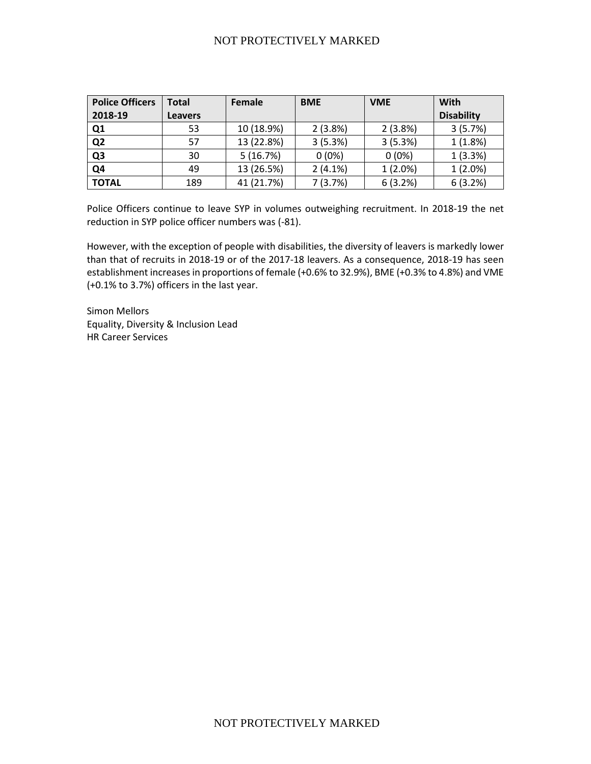| Police Officers 2018-19 | Total Leavers | Female | BME | VME | With Disability |
|---|---|---|---|---|---|
| **Q1** | 53 | 10 (18.9%) | 2 (3.8%) | 2 (3.8%) | 3 (5.7%) |
| **Q2** | 57 | 13 (22.8%) | 3 (5.3%) | 3 (5.3%) | 1 (1.8%) |
| **Q3** | 30 | 5 (16.7%) | 0 (0%) | 0 (0%) | 1 (3.3%) |
| **Q4** | 49 | 13 (26.5%) | 2 (4.1%) | 1 (2.0%) | 1 (2.0%) |
| **TOTAL** | 189 | 41 (21.7%) | 7 (3.7%) | 6 (3.2%) | 6 (3.2%) |

Police Officers continue to leave SYP in volumes outweighing recruitment. In 2018-19 the net reduction in SYP police officer numbers was (-81).

However, with the exception of people with disabilities, the diversity of leavers is markedly lower than that of recruits in 2018-19 or of the 2017-18 leavers. As a consequence, 2018-19 has seen establishment increases in proportions of female (+0.6% to 32.9%), BME (+0.3% to 4.8%) and VME (+0.1% to 3.7%) officers in the last year.

Simon Mellors
Equality, Diversity & Inclusion Lead
HR Career Services